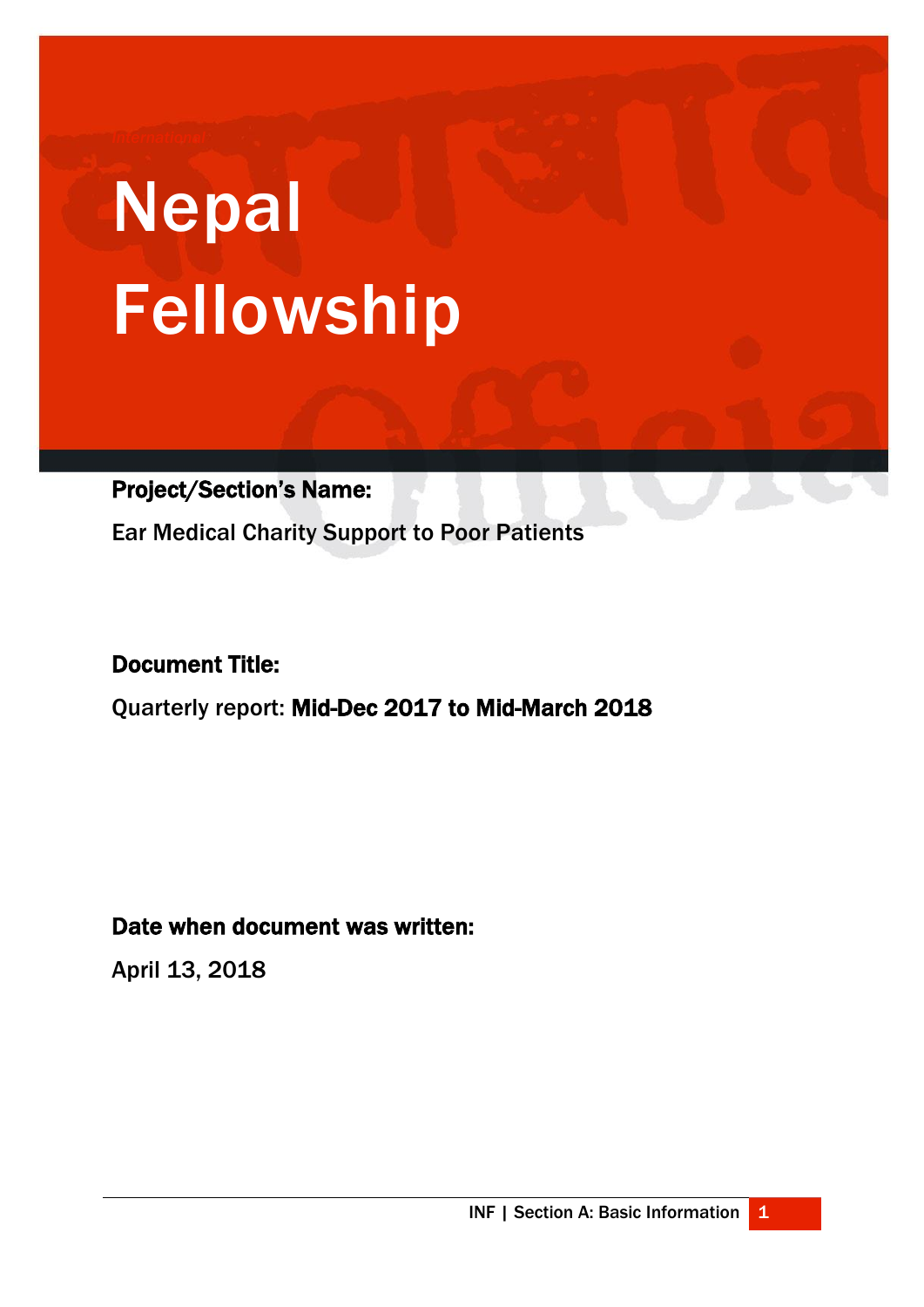# Nepal Fellowship

**Project/Section's Name:**

Ear Medical Charity Support to Poor Patients

**Document Title:**

Quarterly report: **Mid-Dec 2017 to Mid-March 2018**

**Date when document was written:**

April 13, 2018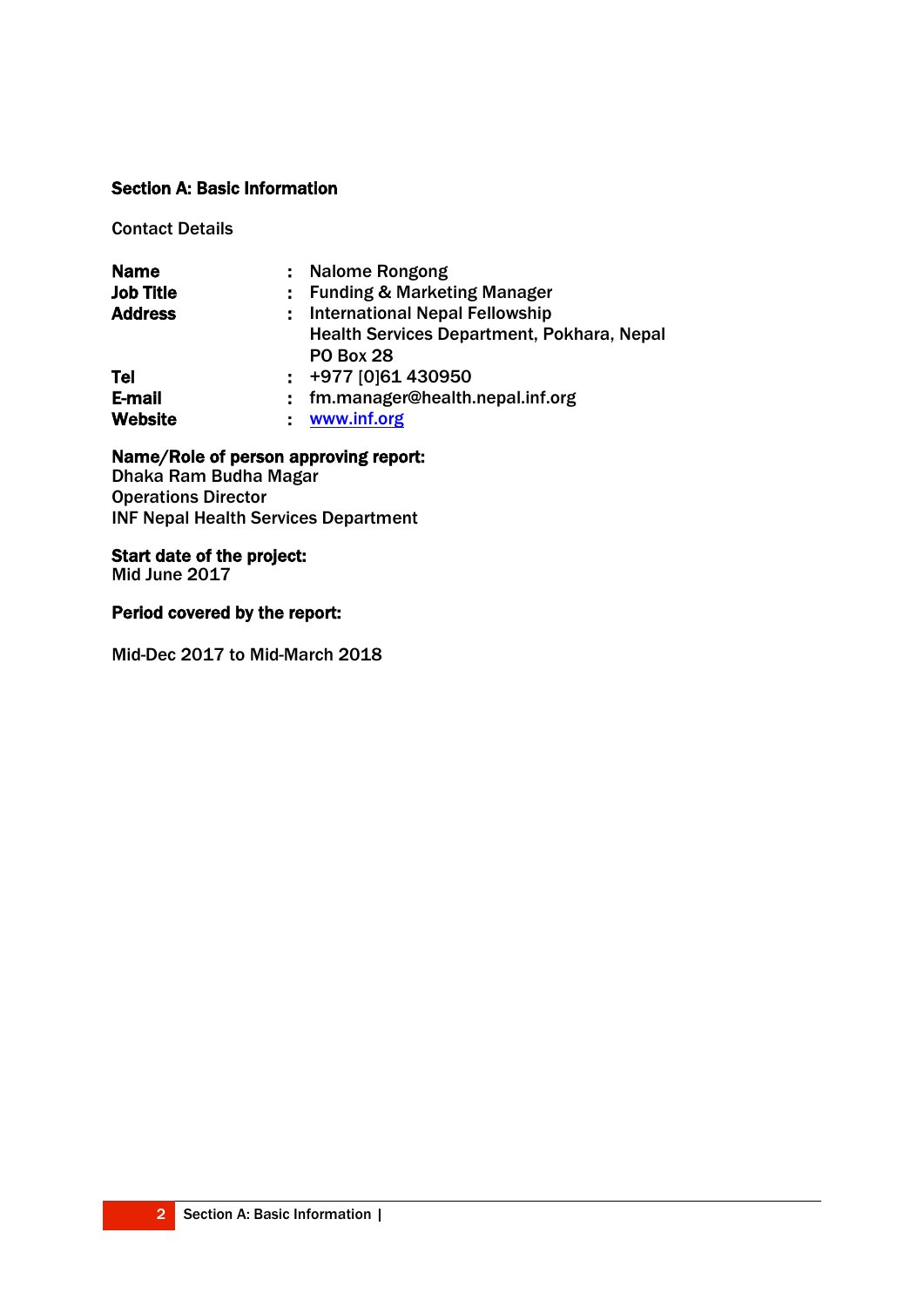## Section A: Basic Information

Contact Details

| | | |
|---|---|---|
| **Name** | : | Nalome Rongong |
| **Job Title** | : | Funding & Marketing Manager |
| **Address** | : | International Nepal Fellowship<br>Health Services Department, Pokhara, Nepal<br>PO Box 28 |
| **Tel** | : | +977 [0]61 430950 |
| **E-mail** | : | fm.manager@health.nepal.inf.org |
| **Website** | : | www.inf.org |

**Name/Role of person approving report:**
Dhaka Ram Budha Magar
Operations Director
INF Nepal Health Services Department

**Start date of the project:**
Mid June 2017

**Period covered by the report:**

Mid-Dec 2017 to Mid-March 2018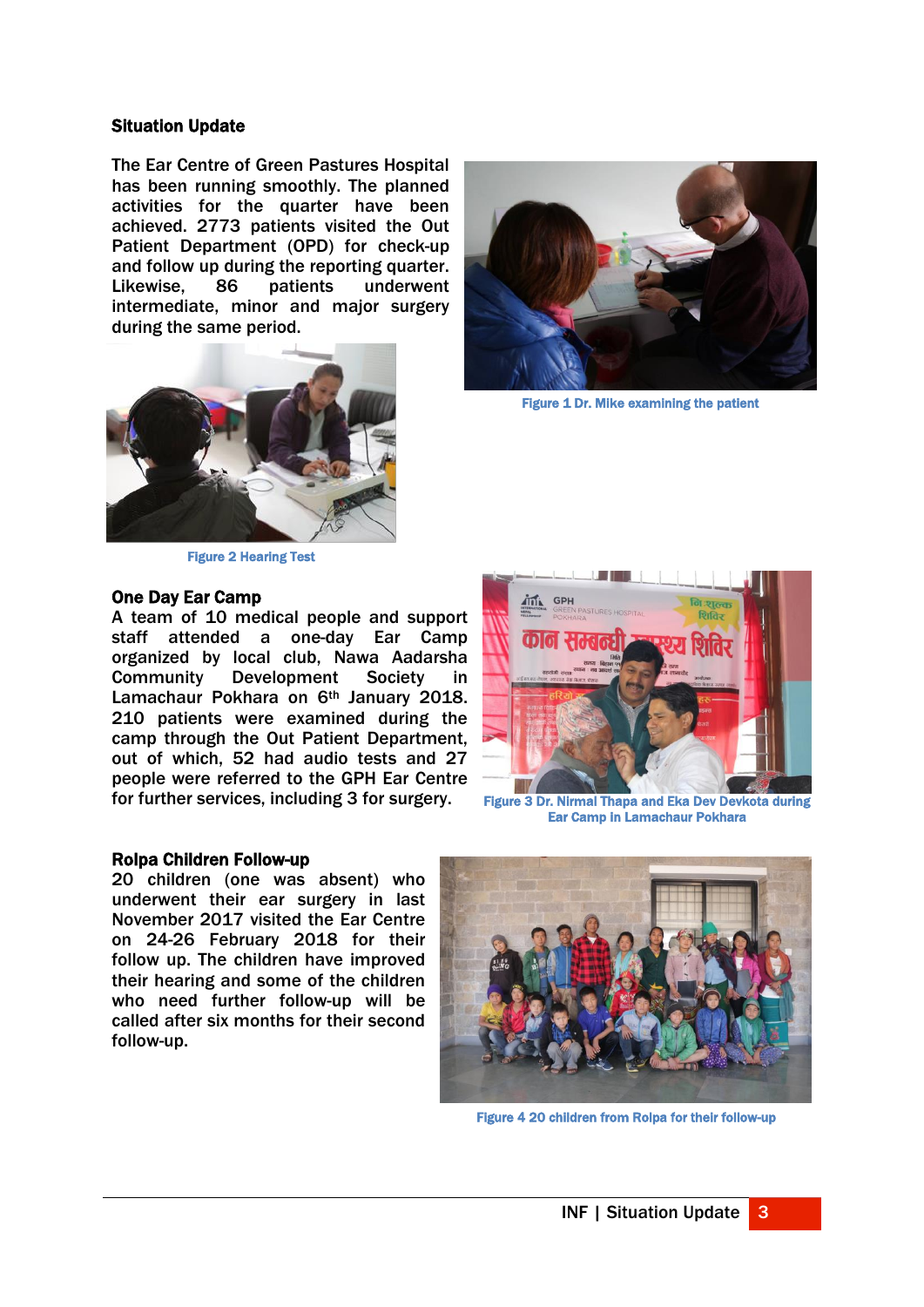## Situation Update

The Ear Centre of Green Pastures Hospital has been running smoothly. The planned activities for the quarter have been achieved. 2773 patients visited the Out Patient Department (OPD) for check-up and follow up during the reporting quarter. Likewise, 86 patients underwent intermediate, minor and major surgery during the same period.

Figure 1 Dr. Mike examining the patient

Figure 2 Hearing Test

## One Day Ear Camp

A team of 10 medical people and support staff attended a one-day Ear Camp organized by local club, Nawa Aadarsha Community Development Society in Lamachaur Pokhara on 6th January 2018. 210 patients were examined during the camp through the Out Patient Department, out of which, 52 had audio tests and 27 people were referred to the GPH Ear Centre for further services, including 3 for surgery.

Figure 3 Dr. Nirmal Thapa and Eka Dev Devkota during Ear Camp in Lamachaur Pokhara

## Rolpa Children Follow-up

20 children (one was absent) who underwent their ear surgery in last November 2017 visited the Ear Centre on 24-26 February 2018 for their follow up. The children have improved their hearing and some of the children who need further follow-up will be called after six months for their second follow-up.

Figure 4 20 children from Rolpa for their follow-up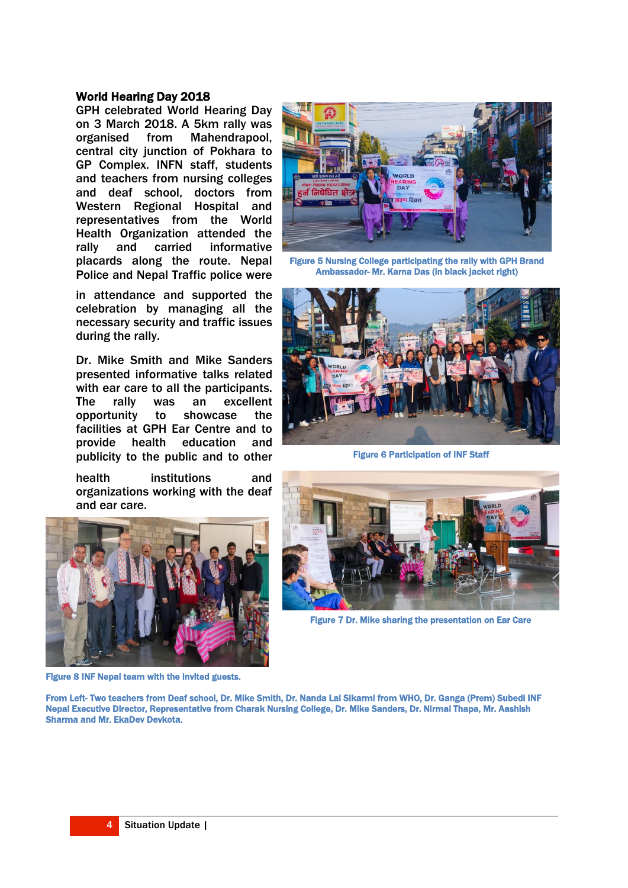## World Hearing Day 2018

GPH celebrated World Hearing Day on 3 March 2018. A 5km rally was organised from Mahendrapool, central city junction of Pokhara to GP Complex. INFN staff, students and teachers from nursing colleges and deaf school, doctors from Western Regional Hospital and representatives from the World Health Organization attended the rally and carried informative placards along the route. Nepal Police and Nepal Traffic police were in attendance and supported the celebration by managing all the necessary security and traffic issues during the rally.

Dr. Mike Smith and Mike Sanders presented informative talks related with ear care to all the participants. The rally was an excellent opportunity to showcase the facilities at GPH Ear Centre and to provide health education and publicity to the public and to other health institutions and organizations working with the deaf and ear care.

Figure 5 Nursing College participating the rally with GPH Brand Ambassador- Mr. Karna Das (in black jacket right)

Figure 6 Participation of INF Staff

Figure 7 Dr. Mike sharing the presentation on Ear Care

Figure 8 INF Nepal team with the invited guests.

From Left- Two teachers from Deaf school, Dr. Mike Smith, Dr. Nanda Lal Sikarmi from WHO, Dr. Ganga (Prem) Subedi INF Nepal Executive Director, Representative from Charak Nursing College, Dr. Mike Sanders, Dr. Nirmal Thapa, Mr. Aashish Sharma and Mr. EkaDev Devkota.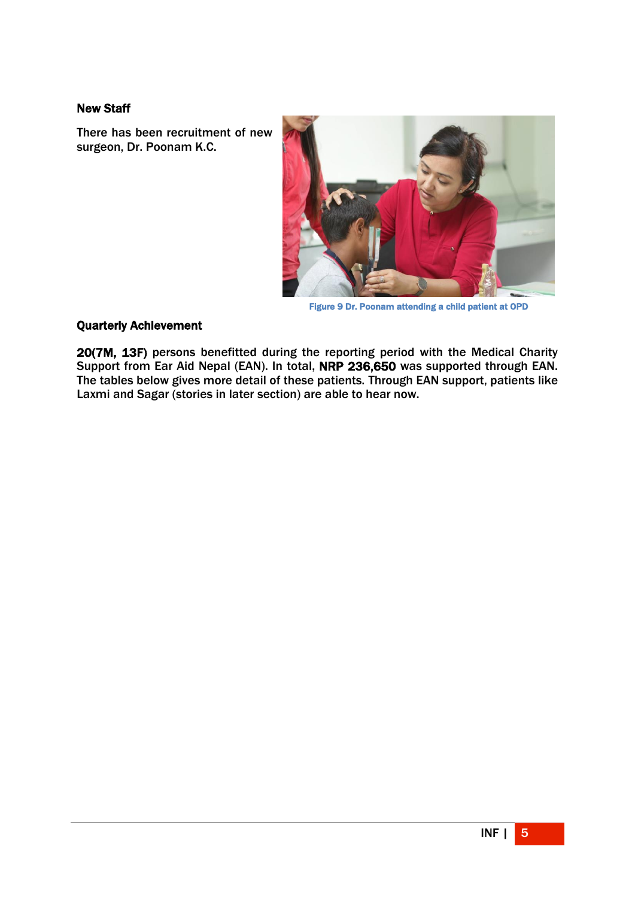### New Staff

There has been recruitment of new surgeon, Dr. Poonam K.C.

Figure 9 Dr. Poonam attending a child patient at OPD

### Quarterly Achievement

**20(7M, 13F)** persons benefitted during the reporting period with the Medical Charity Support from Ear Aid Nepal (EAN). In total, **NRP 236,650** was supported through EAN. The tables below gives more detail of these patients. Through EAN support, patients like Laxmi and Sagar (stories in later section) are able to hear now.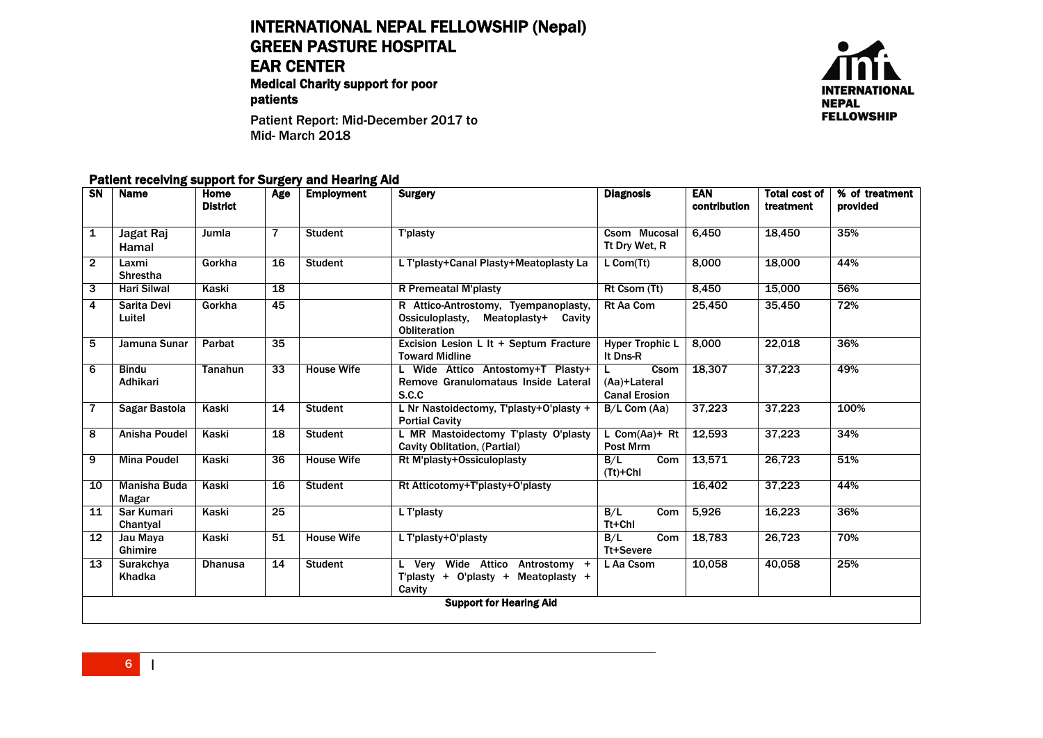# INTERNATIONAL NEPAL FELLOWSHIP (Nepal)
## GREEN PASTURE HOSPITAL
## EAR CENTER
### Medical Charity support for poor patients

Patient Report: Mid-December 2017 to Mid- March 2018

**Patient receiving support for Surgery and Hearing Aid**

| SN | Name | Home District | Age | Employment | Surgery | Diagnosis | EAN contribution | Total cost of treatment | % of treatment provided |
|---|---|---|---|---|---|---|---|---|---|
| 1 | Jagat Raj Hamal | Jumla | 7 | Student | T'plasty | Csom Mucosal Tt Dry Wet, R | 6,450 | 18,450 | 35% |
| 2 | Laxmi Shrestha | Gorkha | 16 | Student | L T'plasty+Canal Plasty+Meatoplasty La | L Com(Tt) | 8,000 | 18,000 | 44% |
| 3 | Hari Silwal | Kaski | 18 | | R Premeatal M'plasty | Rt Csom (Tt) | 8,450 | 15,000 | 56% |
| 4 | Sarita Devi Luitel | Gorkha | 45 | | R Attico-Antrostomy, Tyempanoplasty, Ossiculoplasty, Meatoplasty+ Cavity Obliteration | Rt Aa Com | 25,450 | 35,450 | 72% |
| 5 | Jamuna Sunar | Parbat | 35 | | Excision Lesion L lt + Septum Fracture Toward Midline | Hyper Trophic L lt Dns-R | 8,000 | 22,018 | 36% |
| 6 | Bindu Adhikari | Tanahun | 33 | House Wife | L Wide Attico Antostomy+T Plasty+ Remove Granulomataus Inside Lateral S.C.C | L Csom (Aa)+Lateral Canal Erosion | 18,307 | 37,223 | 49% |
| 7 | Sagar Bastola | Kaski | 14 | Student | L Nr Nastoidectomy, T'plasty+O'plasty + Portial Cavity | B/L Com (Aa) | 37,223 | 37,223 | 100% |
| 8 | Anisha Poudel | Kaski | 18 | Student | L MR Mastoidectomy T'plasty O'plasty Cavity Oblitation, (Partial) | L Com(Aa)+ Rt Post Mrm | 12,593 | 37,223 | 34% |
| 9 | Mina Poudel | Kaski | 36 | House Wife | Rt M'plasty+Ossiculoplasty | B/L Com (Tt)+Chl | 13,571 | 26,723 | 51% |
| 10 | Manisha Buda Magar | Kaski | 16 | Student | Rt Atticotomy+T'plasty+O'plasty | | 16,402 | 37,223 | 44% |
| 11 | Sar Kumari Chantyal | Kaski | 25 | | L T'plasty | B/L Com Tt+Chl | 5,926 | 16,223 | 36% |
| 12 | Jau Maya Ghimire | Kaski | 51 | House Wife | L T'plasty+O'plasty | B/L Com Tt+Severe | 18,783 | 26,723 | 70% |
| 13 | Surakchya Khadka | Dhanusa | 14 | Student | L Very Wide Attico Antrostomy + T'plasty + O'plasty + Meatoplasty + Cavity | L Aa Csom | 10,058 | 40,058 | 25% |
| **Support for Hearing Aid** | | | | | | | | | |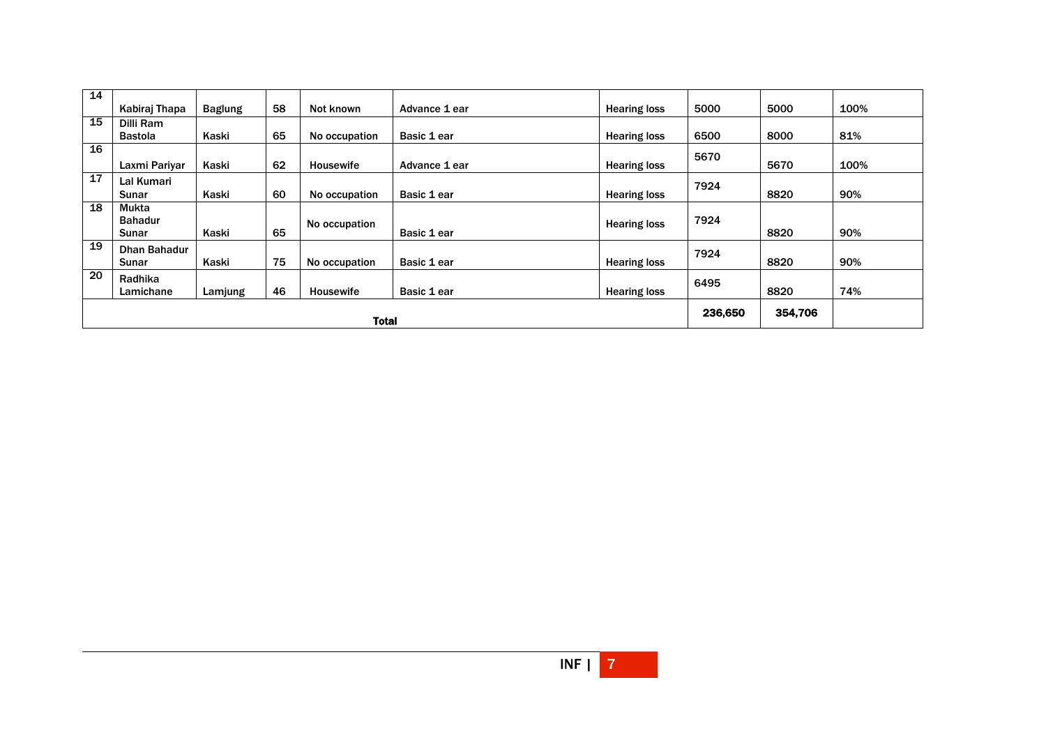| 14 | Kabiraj Thapa | Baglung | 58 | Not known | Advance 1 ear | Hearing loss | 5000 | 5000 | 100% |
|---|---|---|---|---|---|---|---|---|---|
| 15 | Dilli Ram Bastola | Kaski | 65 | No occupation | Basic 1 ear | Hearing loss | 6500 | 8000 | 81% |
| 16 | Laxmi Pariyar | Kaski | 62 | Housewife | Advance 1 ear | Hearing loss | 5670 | 5670 | 100% |
| 17 | Lal Kumari Sunar | Kaski | 60 | No occupation | Basic 1 ear | Hearing loss | 7924 | 8820 | 90% |
| 18 | Mukta Bahadur Sunar | Kaski | 65 | No occupation | Basic 1 ear | Hearing loss | 7924 | 8820 | 90% |
| 19 | Dhan Bahadur Sunar | Kaski | 75 | No occupation | Basic 1 ear | Hearing loss | 7924 | 8820 | 90% |
| 20 | Radhika Lamichane | Lamjung | 46 | Housewife | Basic 1 ear | Hearing loss | 6495 | 8820 | 74% |
| **Total** | | | | | | | **236,650** | **354,706** | |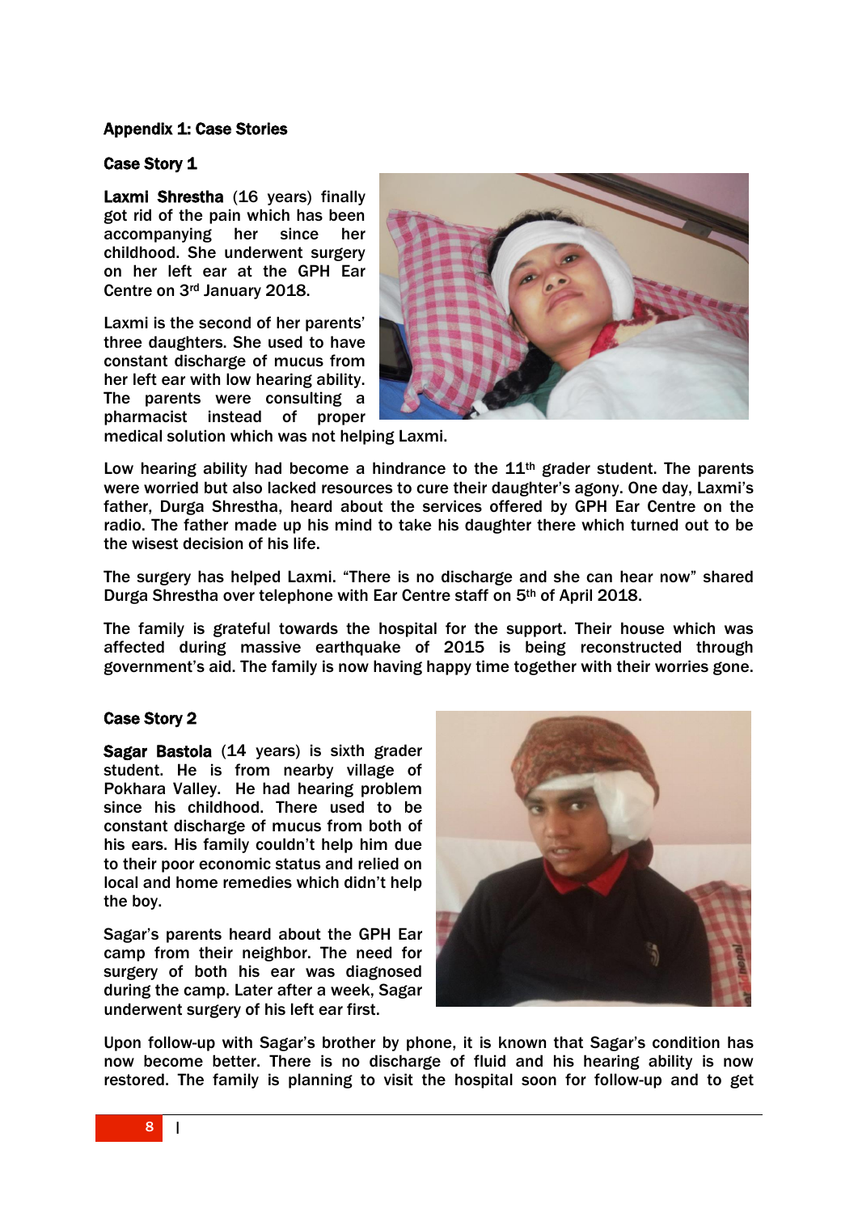## Appendix 1: Case Stories

### Case Story 1

**Laxmi Shrestha** (16 years) finally got rid of the pain which has been accompanying her since her childhood. She underwent surgery on her left ear at the GPH Ear Centre on 3rd January 2018.

Laxmi is the second of her parents' three daughters. She used to have constant discharge of mucus from her left ear with low hearing ability. The parents were consulting a pharmacist instead of proper medical solution which was not helping Laxmi.

Low hearing ability had become a hindrance to the 11th grader student. The parents were worried but also lacked resources to cure their daughter's agony. One day, Laxmi's father, Durga Shrestha, heard about the services offered by GPH Ear Centre on the radio. The father made up his mind to take his daughter there which turned out to be the wisest decision of his life.

The surgery has helped Laxmi. "There is no discharge and she can hear now" shared Durga Shrestha over telephone with Ear Centre staff on 5th of April 2018.

The family is grateful towards the hospital for the support. Their house which was affected during massive earthquake of 2015 is being reconstructed through government's aid. The family is now having happy time together with their worries gone.

### Case Story 2

**Sagar Bastola** (14 years) is sixth grader student. He is from nearby village of Pokhara Valley. He had hearing problem since his childhood. There used to be constant discharge of mucus from both of his ears. His family couldn't help him due to their poor economic status and relied on local and home remedies which didn't help the boy.

Sagar's parents heard about the GPH Ear camp from their neighbor. The need for surgery of both his ear was diagnosed during the camp. Later after a week, Sagar underwent surgery of his left ear first.

Upon follow-up with Sagar's brother by phone, it is known that Sagar's condition has now become better. There is no discharge of fluid and his hearing ability is now restored. The family is planning to visit the hospital soon for follow-up and to get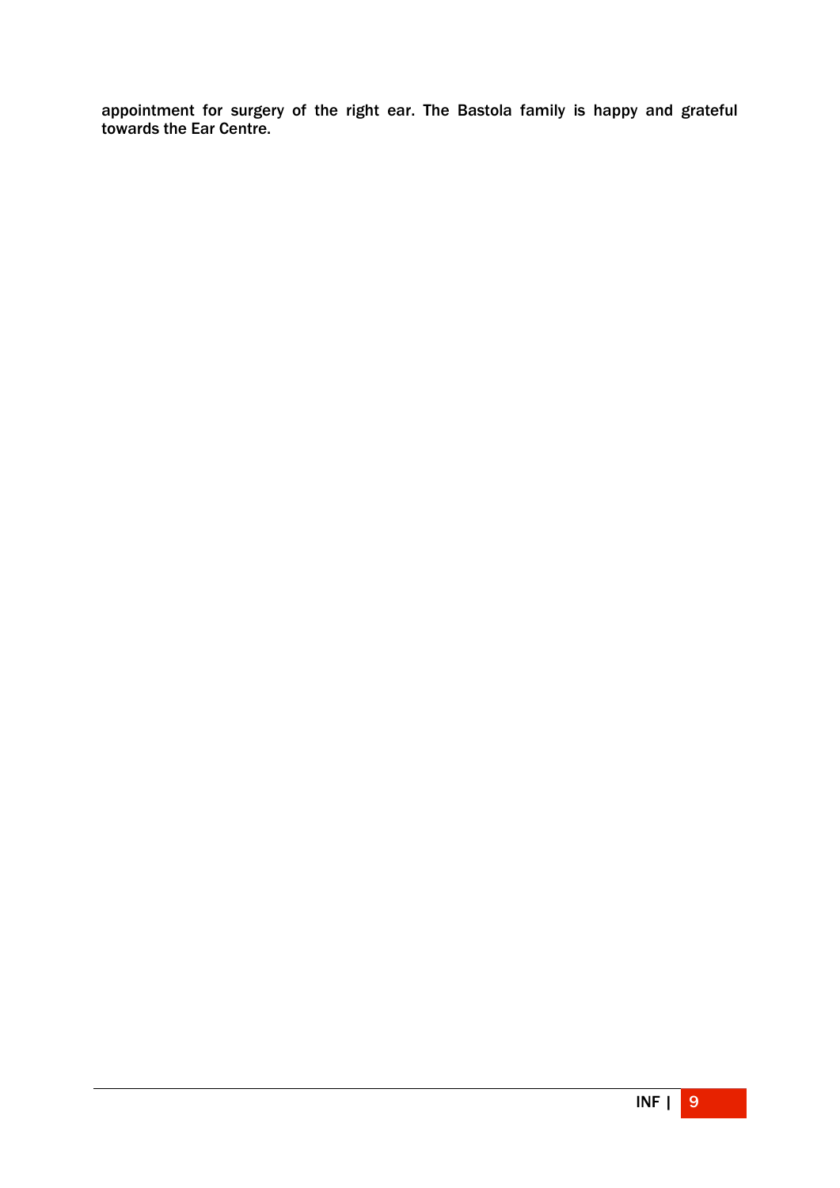**appointment for surgery of the right ear. The Bastola family is happy and grateful towards the Ear Centre.**